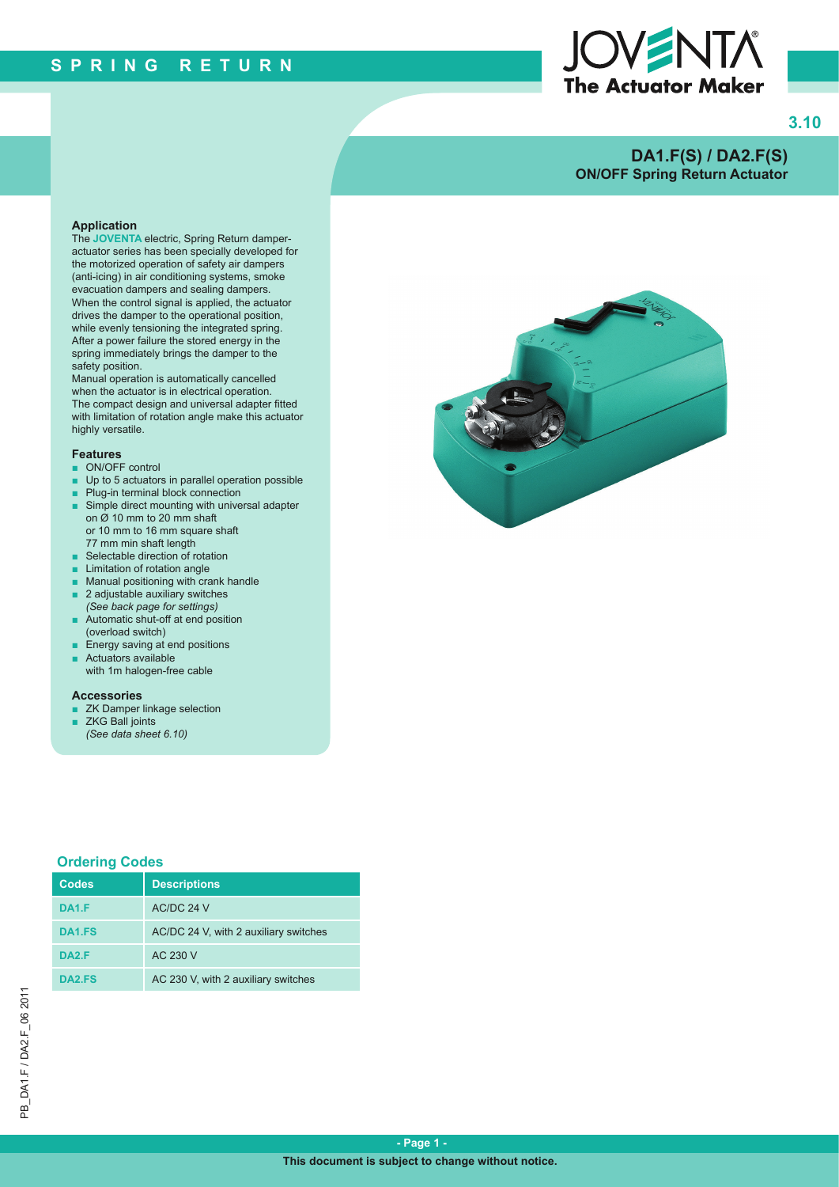# SPRING RETURN

JOVENTA The Actuator Maker

3.10

## DA1.F(S) / DA2.F(S)
### ON/OFF Spring Return Actuator

### Application

The **JOVENTA** electric, Spring Return damper-actuator series has been specially developed for the motorized operation of safety air dampers (anti-icing) in air conditioning systems, smoke evacuation dampers and sealing dampers.
When the control signal is applied, the actuator drives the damper to the operational position, while evenly tensioning the integrated spring.
After a power failure the stored energy in the spring immediately brings the damper to the safety position.
Manual operation is automatically cancelled when the actuator is in electrical operation.
The compact design and universal adapter fitted with limitation of rotation angle make this actuator highly versatile.

### Features

- ON/OFF control
- Up to 5 actuators in parallel operation possible
- Plug-in terminal block connection
- Simple direct mounting with universal adapter on Ø 10 mm to 20 mm shaft or 10 mm to 16 mm square shaft 77 mm min shaft length
- Selectable direction of rotation
- Limitation of rotation angle
- Manual positioning with crank handle
- 2 adjustable auxiliary switches *(See back page for settings)*
- Automatic shut-off at end position (overload switch)
- Energy saving at end positions
- Actuators available with 1m halogen-free cable

### Accessories

- ZK Damper linkage selection
- ZKG Ball joints *(See data sheet 6.10)*

### Ordering Codes

| Codes | Descriptions |
|---|---|
| DA1.F | AC/DC 24 V |
| DA1.FS | AC/DC 24 V, with 2 auxiliary switches |
| DA2.F | AC 230 V |
| DA2.FS | AC 230 V, with 2 auxiliary switches |

PB_DA1.F / DA2.F_06 2011

This document is subject to change without notice.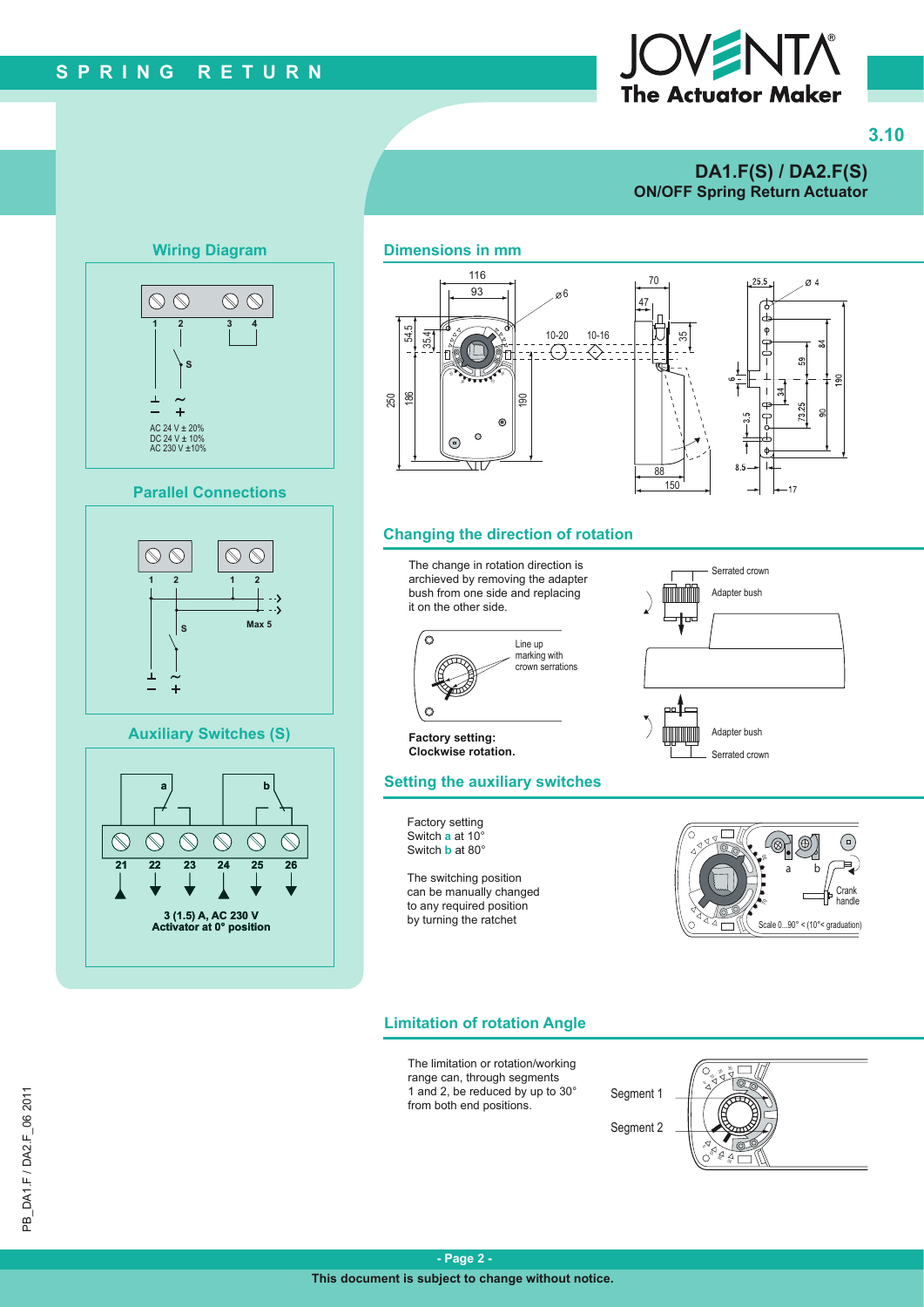# DA1.F(S) / DA2.F(S)

**ON/OFF Spring Return Actuator**

## Wiring Diagram

S

AC 24 V ± 20%
DC 24 V ± 10%
AC 230 V ±10%

## Parallel Connections

Max 5

## Auxiliary Switches (S)

**3 (1.5) A, AC 230 V**
**Activator at 0° position**

## Dimensions in mm

## Changing the direction of rotation

The change in rotation direction is archieved by removing the adapter bush from one side and replacing it on the other side.

Line up marking with crown serrations

Serrated crown

Adapter bush

**Factory setting: Clockwise rotation.**

## Setting the auxiliary switches

Factory setting
Switch **a** at 10°
Switch **b** at 80°

The switching position can be manually changed to any required position by turning the ratchet

Crank handle

Scale 0...90° < (10°< graduation)

## Limitation of rotation Angle

The limitation or rotation/working range can, through segments 1 and 2, be reduced by up to 30° from both end positions.

Segment 1

Segment 2

This document is subject to change without notice.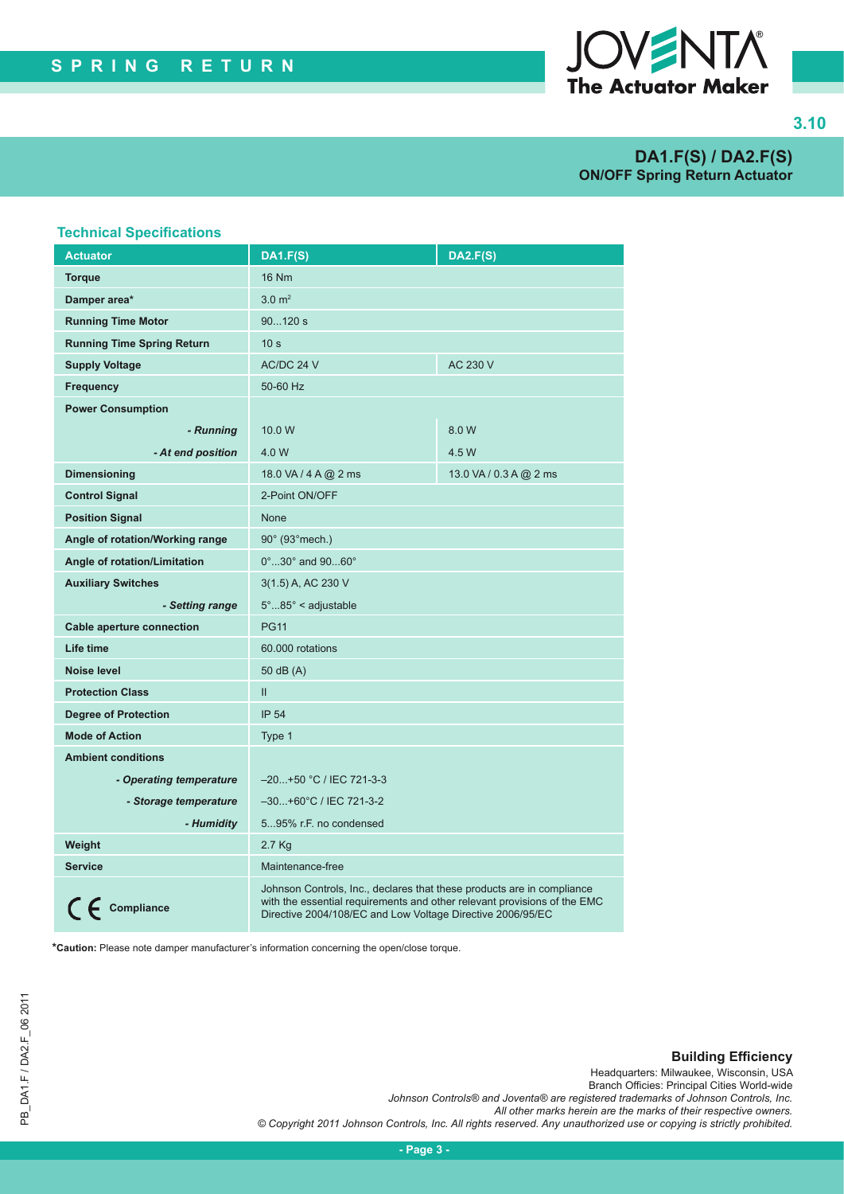# DA1.F(S) / DA2.F(S)

## ON/OFF Spring Return Actuator

### Technical Specifications

| Actuator | DA1.F(S) | DA2.F(S) |
|---|---|---|
| **Torque** | 16 Nm | |
| **Damper area*** | 3.0 $m^2$ | |
| **Running Time Motor** | 90...120 s | |
| **Running Time Spring Return** | 10 s | |
| **Supply Voltage** | AC/DC 24 V | AC 230 V |
| **Frequency** | 50-60 Hz | |
| **Power Consumption** | | |
| ***- Running*** | 10.0 W | 8.0 W |
| ***- At end position*** | 4.0 W | 4.5 W |
| **Dimensioning** | 18.0 VA / 4 A @ 2 ms | 13.0 VA / 0.3 A @ 2 ms |
| **Control Signal** | 2-Point ON/OFF | |
| **Position Signal** | None | |
| **Angle of rotation/Working range** | 90° (93°mech.) | |
| **Angle of rotation/Limitation** | 0°...30° and 90...60° | |
| **Auxiliary Switches** | 3(1.5) A, AC 230 V | |
| ***- Setting range*** | 5°...85° < adjustable | |
| **Cable aperture connection** | PG11 | |
| **Life time** | 60.000 rotations | |
| **Noise level** | 50 dB (A) | |
| **Protection Class** | II | |
| **Degree of Protection** | IP 54 | |
| **Mode of Action** | Type 1 | |
| **Ambient conditions** | | |
| ***- Operating temperature*** | –20...+50 °C / IEC 721-3-3 | |
| ***- Storage temperature*** | –30...+60°C / IEC 721-3-2 | |
| ***- Humidity*** | 5...95% r.F. no condensed | |
| **Weight** | 2.7 Kg | |
| **Service** | Maintenance-free | |
| **CE Compliance** | Johnson Controls, Inc., declares that these products are in compliance with the essential requirements and other relevant provisions of the EMC Directive 2004/108/EC and Low Voltage Directive 2006/95/EC | |

***Caution:** Please note damper manufacturer's information concerning the open/close torque.

PB_DA1.F / DA2.F_06 2011

**Building Efficiency**

Headquarters: Milwaukee, Wisconsin, USA
Branch Offices: Principal Cities World-wide

*Johnson Controls® and Joventa® are registered trademarks of Johnson Controls, Inc.*
*All other marks herein are the marks of their respective owners.*
*© Copyright 2011 Johnson Controls, Inc. All rights reserved. Any unauthorized use or copying is strictly prohibited.*